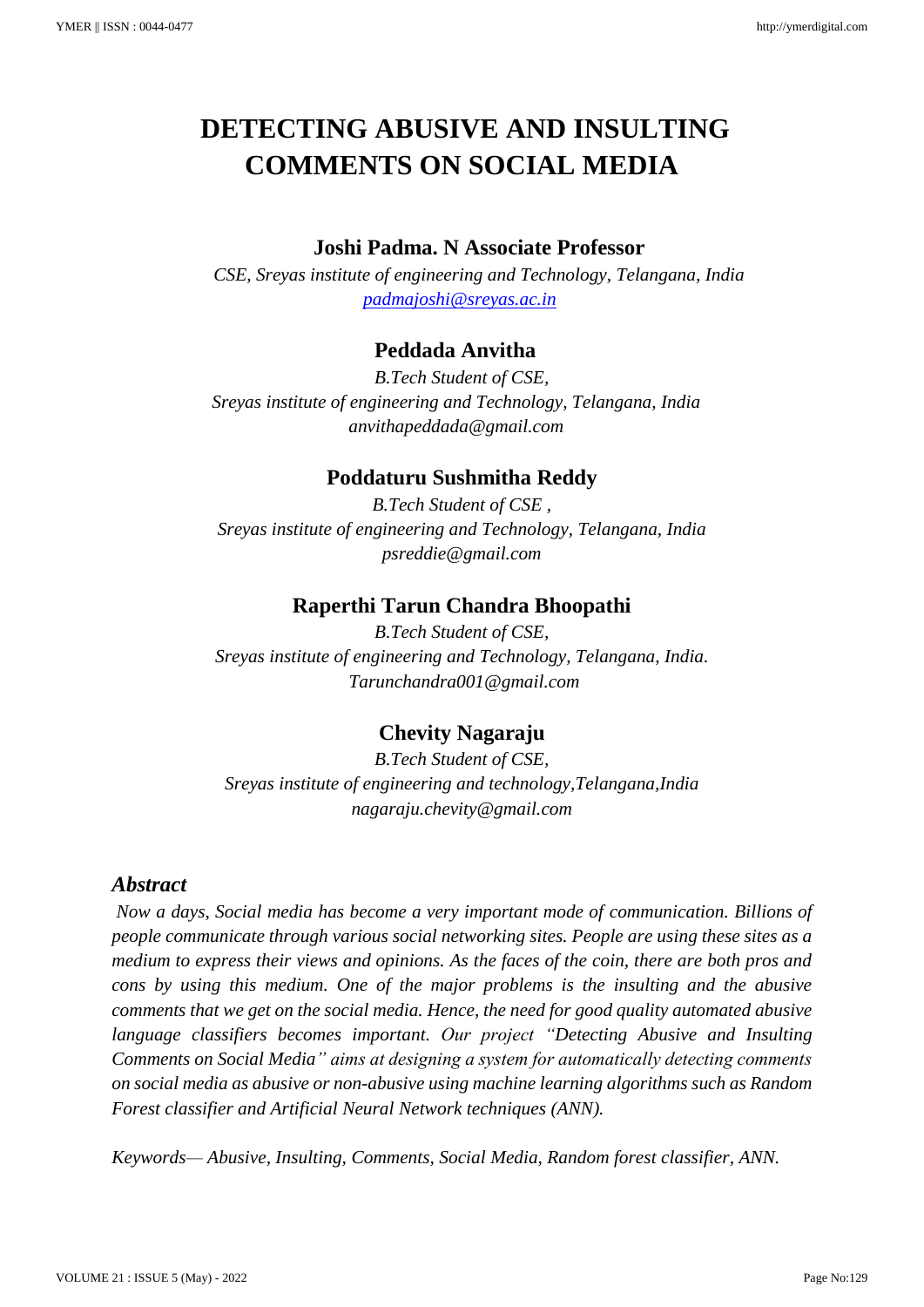# DETECTING ABUSIVE AND INSULTING COMMENTS ON SOCIAL MEDIA

**Joshi Padma. N Associate Professor**

*CSE, Sreyas institute of engineering and Technology, Telangana, India*
*padmajoshi@sreyas.ac.in*

**Peddada Anvitha**

*B.Tech Student of CSE,*
*Sreyas institute of engineering and Technology, Telangana, India*
*anvithapeddada@gmail.com*

**Poddaturu Sushmitha Reddy**

*B.Tech Student of CSE ,*
*Sreyas institute of engineering and Technology, Telangana, India*
*psreddie@gmail.com*

**Raperthi Tarun Chandra Bhoopathi**

*B.Tech Student of CSE,*
*Sreyas institute of engineering and Technology, Telangana, India.*
*Tarunchandra001@gmail.com*

**Chevity Nagaraju**

*B.Tech Student of CSE,*
*Sreyas institute of engineering and technology,Telangana,India*
*nagaraju.chevity@gmail.com*

## *Abstract*

*Now a days, Social media has become a very important mode of communication. Billions of people communicate through various social networking sites. People are using these sites as a medium to express their views and opinions. As the faces of the coin, there are both pros and cons by using this medium. One of the major problems is the insulting and the abusive comments that we get on the social media. Hence, the need for good quality automated abusive language classifiers becomes important. Our project "Detecting Abusive and Insulting Comments on Social Media" aims at designing a system for automatically detecting comments on social media as abusive or non-abusive using machine learning algorithms such as Random Forest classifier and Artificial Neural Network techniques (ANN).*

*Keywords— Abusive, Insulting, Comments, Social Media, Random forest classifier, ANN.*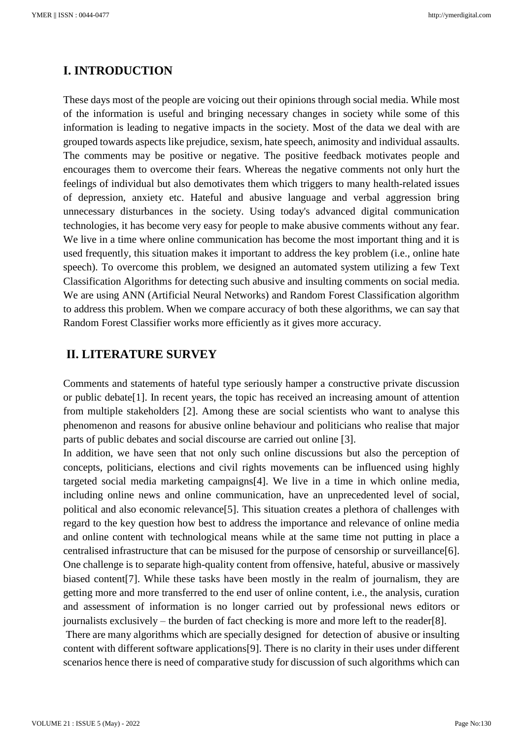## I. INTRODUCTION

These days most of the people are voicing out their opinions through social media. While most of the information is useful and bringing necessary changes in society while some of this information is leading to negative impacts in the society. Most of the data we deal with are grouped towards aspects like prejudice, sexism, hate speech, animosity and individual assaults. The comments may be positive or negative. The positive feedback motivates people and encourages them to overcome their fears. Whereas the negative comments not only hurt the feelings of individual but also demotivates them which triggers to many health-related issues of depression, anxiety etc. Hateful and abusive language and verbal aggression bring unnecessary disturbances in the society. Using today's advanced digital communication technologies, it has become very easy for people to make abusive comments without any fear. We live in a time where online communication has become the most important thing and it is used frequently, this situation makes it important to address the key problem (i.e., online hate speech). To overcome this problem, we designed an automated system utilizing a few Text Classification Algorithms for detecting such abusive and insulting comments on social media. We are using ANN (Artificial Neural Networks) and Random Forest Classification algorithm to address this problem. When we compare accuracy of both these algorithms, we can say that Random Forest Classifier works more efficiently as it gives more accuracy.

## II. LITERATURE SURVEY

Comments and statements of hateful type seriously hamper a constructive private discussion or public debate[1]. In recent years, the topic has received an increasing amount of attention from multiple stakeholders [2]. Among these are social scientists who want to analyse this phenomenon and reasons for abusive online behaviour and politicians who realise that major parts of public debates and social discourse are carried out online [3].

In addition, we have seen that not only such online discussions but also the perception of concepts, politicians, elections and civil rights movements can be influenced using highly targeted social media marketing campaigns[4]. We live in a time in which online media, including online news and online communication, have an unprecedented level of social, political and also economic relevance[5]. This situation creates a plethora of challenges with regard to the key question how best to address the importance and relevance of online media and online content with technological means while at the same time not putting in place a centralised infrastructure that can be misused for the purpose of censorship or surveillance[6]. One challenge is to separate high-quality content from offensive, hateful, abusive or massively biased content[7]. While these tasks have been mostly in the realm of journalism, they are getting more and more transferred to the end user of online content, i.e., the analysis, curation and assessment of information is no longer carried out by professional news editors or journalists exclusively – the burden of fact checking is more and more left to the reader[8].

There are many algorithms which are specially designed for detection of abusive or insulting content with different software applications[9]. There is no clarity in their uses under different scenarios hence there is need of comparative study for discussion of such algorithms which can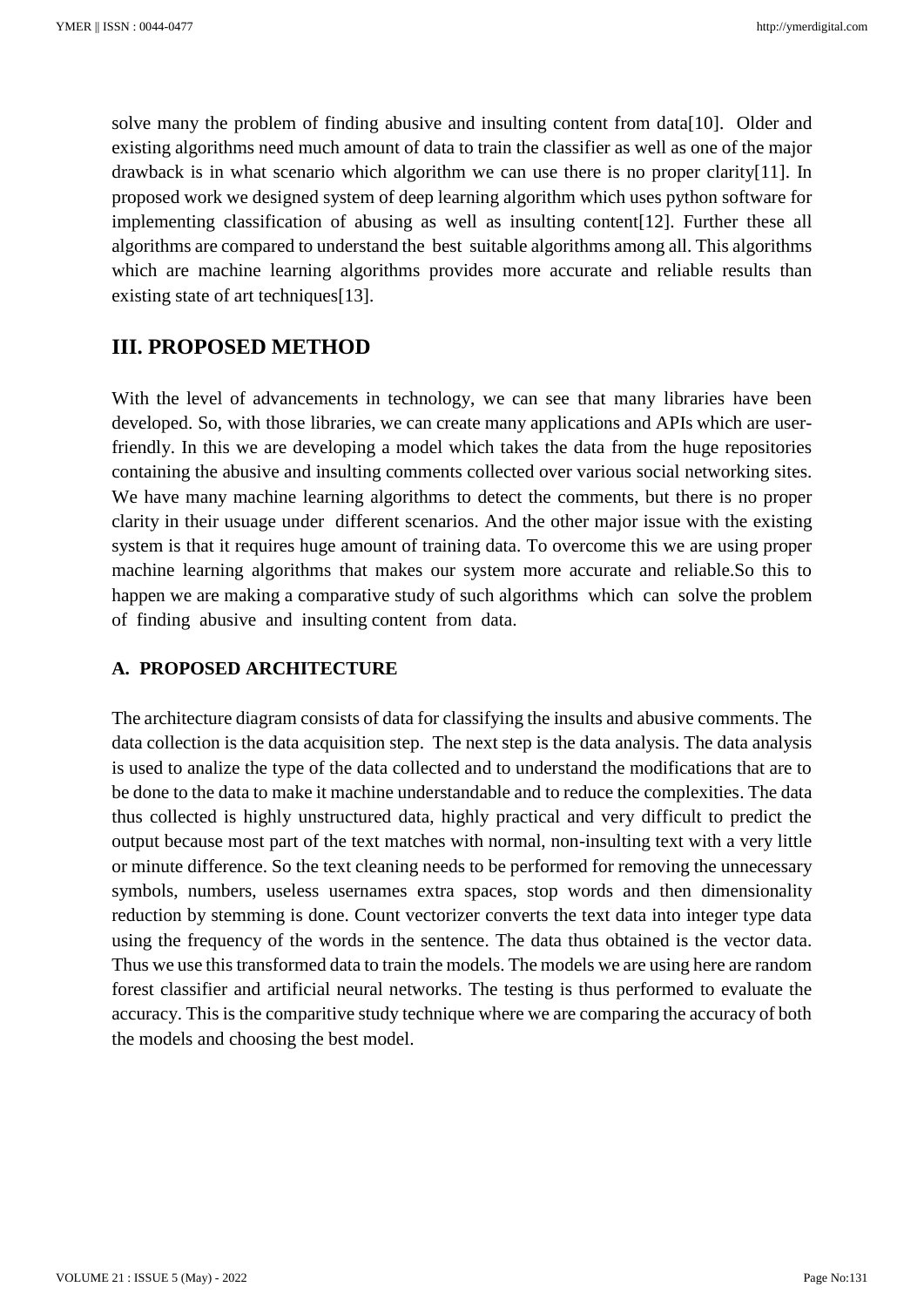solve many the problem of finding abusive and insulting content from data[10]. Older and existing algorithms need much amount of data to train the classifier as well as one of the major drawback is in what scenario which algorithm we can use there is no proper clarity[11]. In proposed work we designed system of deep learning algorithm which uses python software for implementing classification of abusing as well as insulting content[12]. Further these all algorithms are compared to understand the best suitable algorithms among all. This algorithms which are machine learning algorithms provides more accurate and reliable results than existing state of art techniques[13].

## III. PROPOSED METHOD

With the level of advancements in technology, we can see that many libraries have been developed. So, with those libraries, we can create many applications and APIs which are user-friendly. In this we are developing a model which takes the data from the huge repositories containing the abusive and insulting comments collected over various social networking sites. We have many machine learning algorithms to detect the comments, but there is no proper clarity in their usuage under different scenarios. And the other major issue with the existing system is that it requires huge amount of training data. To overcome this we are using proper machine learning algorithms that makes our system more accurate and reliable.So this to happen we are making a comparative study of such algorithms which can solve the problem of finding abusive and insulting content from data.

### A. PROPOSED ARCHITECTURE

The architecture diagram consists of data for classifying the insults and abusive comments. The data collection is the data acquisition step. The next step is the data analysis. The data analysis is used to analize the type of the data collected and to understand the modifications that are to be done to the data to make it machine understandable and to reduce the complexities. The data thus collected is highly unstructured data, highly practical and very difficult to predict the output because most part of the text matches with normal, non-insulting text with a very little or minute difference. So the text cleaning needs to be performed for removing the unnecessary symbols, numbers, useless usernames extra spaces, stop words and then dimensionality reduction by stemming is done. Count vectorizer converts the text data into integer type data using the frequency of the words in the sentence. The data thus obtained is the vector data. Thus we use this transformed data to train the models. The models we are using here are random forest classifier and artificial neural networks. The testing is thus performed to evaluate the accuracy. This is the comparitive study technique where we are comparing the accuracy of both the models and choosing the best model.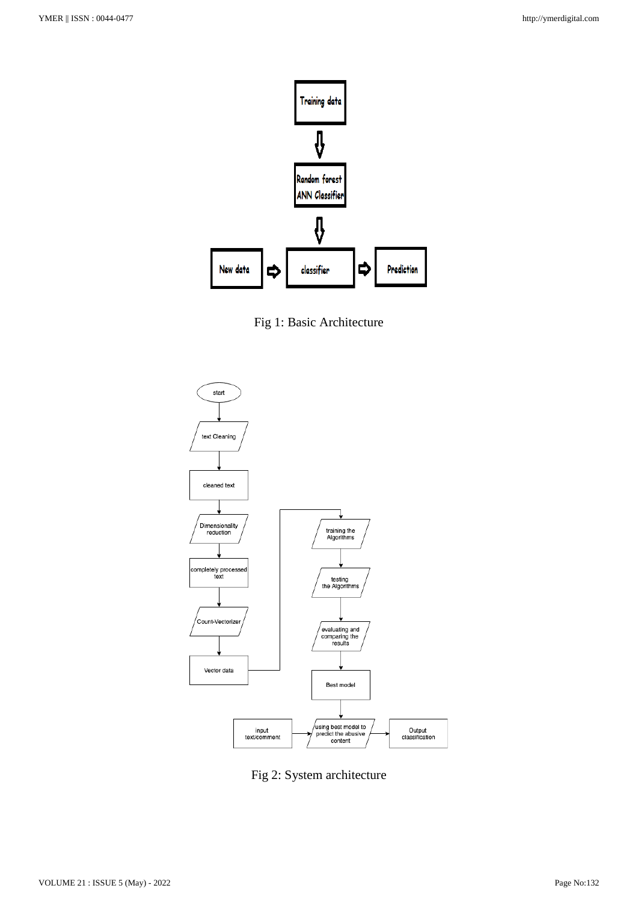Fig 1: Basic Architecture

Fig 2: System architecture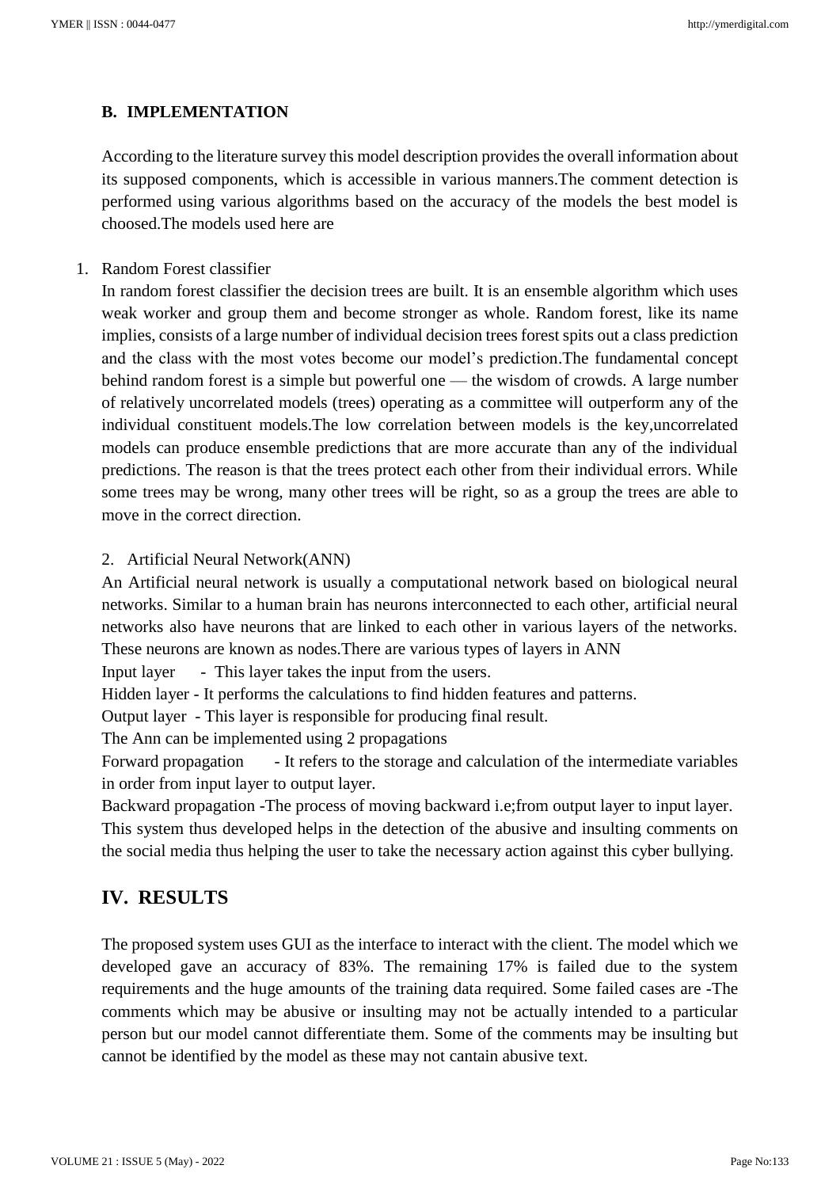### B. IMPLEMENTATION

According to the literature survey this model description provides the overall information about its supposed components, which is accessible in various manners.The comment detection is performed using various algorithms based on the accuracy of the models the best model is choosed.The models used here are

1. Random Forest classifier

In random forest classifier the decision trees are built. It is an ensemble algorithm which uses weak worker and group them and become stronger as whole. Random forest, like its name implies, consists of a large number of individual decision trees forest spits out a class prediction and the class with the most votes become our model's prediction.The fundamental concept behind random forest is a simple but powerful one — the wisdom of crowds. A large number of relatively uncorrelated models (trees) operating as a committee will outperform any of the individual constituent models.The low correlation between models is the key,uncorrelated models can produce ensemble predictions that are more accurate than any of the individual predictions. The reason is that the trees protect each other from their individual errors. While some trees may be wrong, many other trees will be right, so as a group the trees are able to move in the correct direction.

2. Artificial Neural Network(ANN)

An Artificial neural network is usually a computational network based on biological neural networks. Similar to a human brain has neurons interconnected to each other, artificial neural networks also have neurons that are linked to each other in various layers of the networks. These neurons are known as nodes.There are various types of layers in ANN

Input layer - This layer takes the input from the users.

Hidden layer - It performs the calculations to find hidden features and patterns.

Output layer - This layer is responsible for producing final result.

The Ann can be implemented using 2 propagations

Forward propagation - It refers to the storage and calculation of the intermediate variables in order from input layer to output layer.

Backward propagation -The process of moving backward i.e;from output layer to input layer.

This system thus developed helps in the detection of the abusive and insulting comments on the social media thus helping the user to take the necessary action against this cyber bullying.

## IV. RESULTS

The proposed system uses GUI as the interface to interact with the client. The model which we developed gave an accuracy of 83%. The remaining 17% is failed due to the system requirements and the huge amounts of the training data required. Some failed cases are -The comments which may be abusive or insulting may not be actually intended to a particular person but our model cannot differentiate them. Some of the comments may be insulting but cannot be identified by the model as these may not cantain abusive text.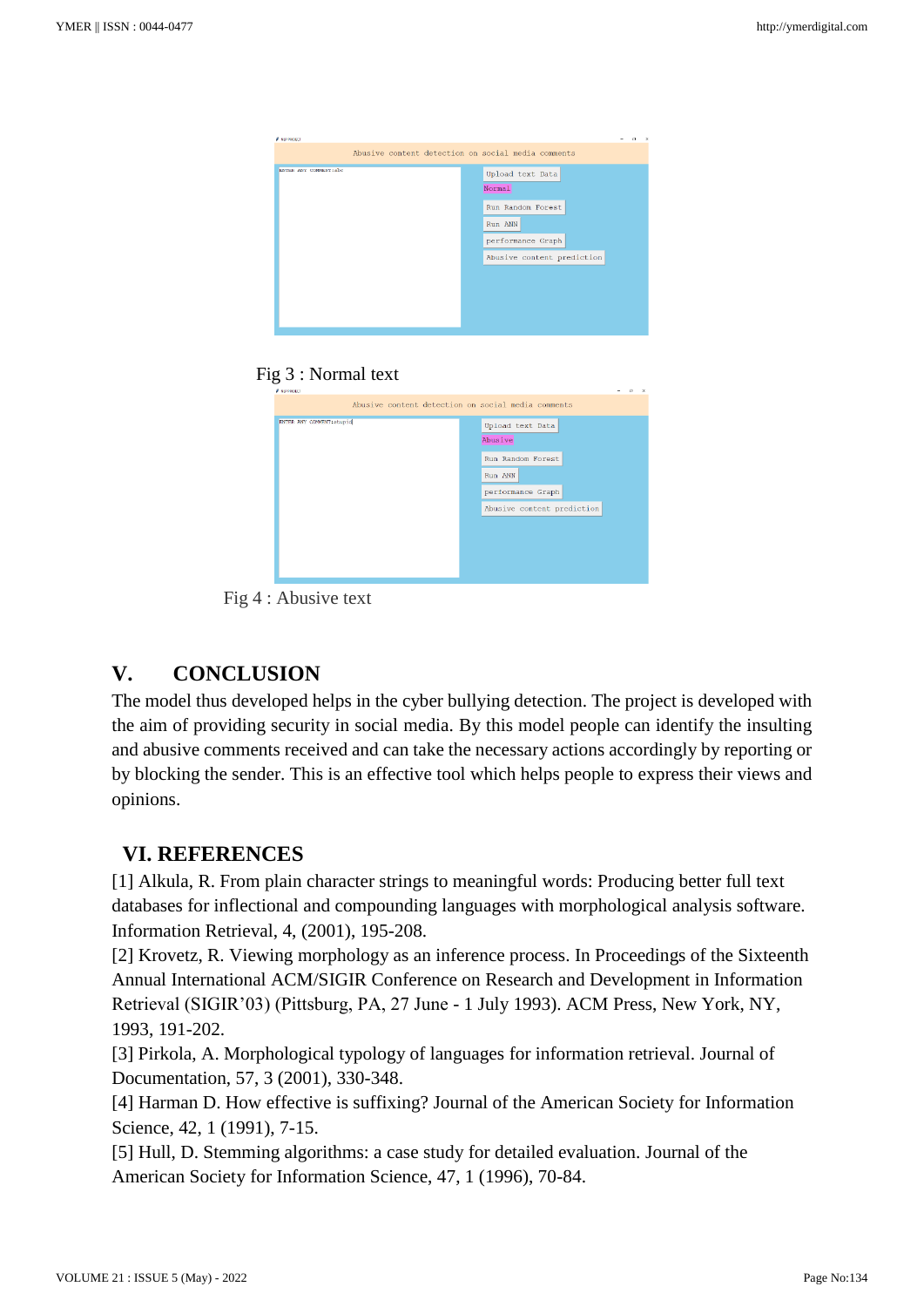Fig 3 : Normal text

Fig 4 : Abusive text

## V. CONCLUSION

The model thus developed helps in the cyber bullying detection. The project is developed with the aim of providing security in social media. By this model people can identify the insulting and abusive comments received and can take the necessary actions accordingly by reporting or by blocking the sender. This is an effective tool which helps people to express their views and opinions.

## VI. REFERENCES

[1] Alkula, R. From plain character strings to meaningful words: Producing better full text databases for inflectional and compounding languages with morphological analysis software. Information Retrieval, 4, (2001), 195-208.

[2] Krovetz, R. Viewing morphology as an inference process. In Proceedings of the Sixteenth Annual International ACM/SIGIR Conference on Research and Development in Information Retrieval (SIGIR'03) (Pittsburg, PA, 27 June - 1 July 1993). ACM Press, New York, NY, 1993, 191-202.

[3] Pirkola, A. Morphological typology of languages for information retrieval. Journal of Documentation, 57, 3 (2001), 330-348.

[4] Harman D. How effective is suffixing? Journal of the American Society for Information Science, 42, 1 (1991), 7-15.

[5] Hull, D. Stemming algorithms: a case study for detailed evaluation. Journal of the American Society for Information Science, 47, 1 (1996), 70-84.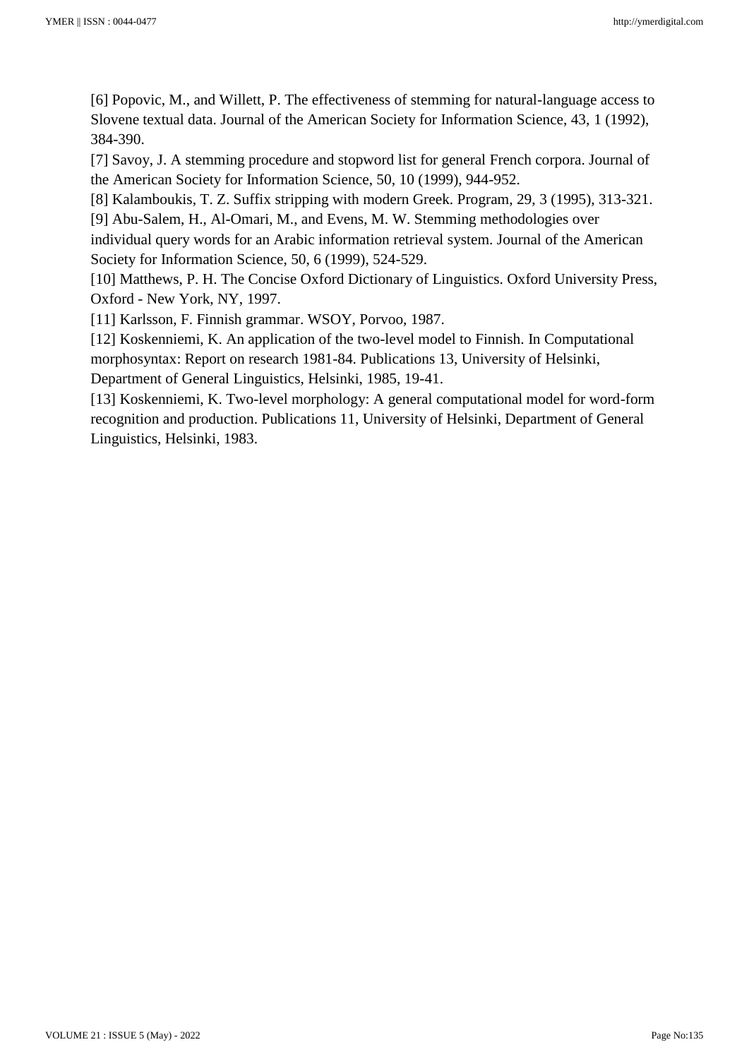[6] Popovic, M., and Willett, P. The effectiveness of stemming for natural-language access to Slovene textual data. Journal of the American Society for Information Science, 43, 1 (1992), 384-390.

[7] Savoy, J. A stemming procedure and stopword list for general French corpora. Journal of the American Society for Information Science, 50, 10 (1999), 944-952.

[8] Kalamboukis, T. Z. Suffix stripping with modern Greek. Program, 29, 3 (1995), 313-321.

[9] Abu-Salem, H., Al-Omari, M., and Evens, M. W. Stemming methodologies over individual query words for an Arabic information retrieval system. Journal of the American Society for Information Science, 50, 6 (1999), 524-529.

[10] Matthews, P. H. The Concise Oxford Dictionary of Linguistics. Oxford University Press, Oxford - New York, NY, 1997.

[11] Karlsson, F. Finnish grammar. WSOY, Porvoo, 1987.

[12] Koskenniemi, K. An application of the two-level model to Finnish. In Computational morphosyntax: Report on research 1981-84. Publications 13, University of Helsinki, Department of General Linguistics, Helsinki, 1985, 19-41.

[13] Koskenniemi, K. Two-level morphology: A general computational model for word-form recognition and production. Publications 11, University of Helsinki, Department of General Linguistics, Helsinki, 1983.